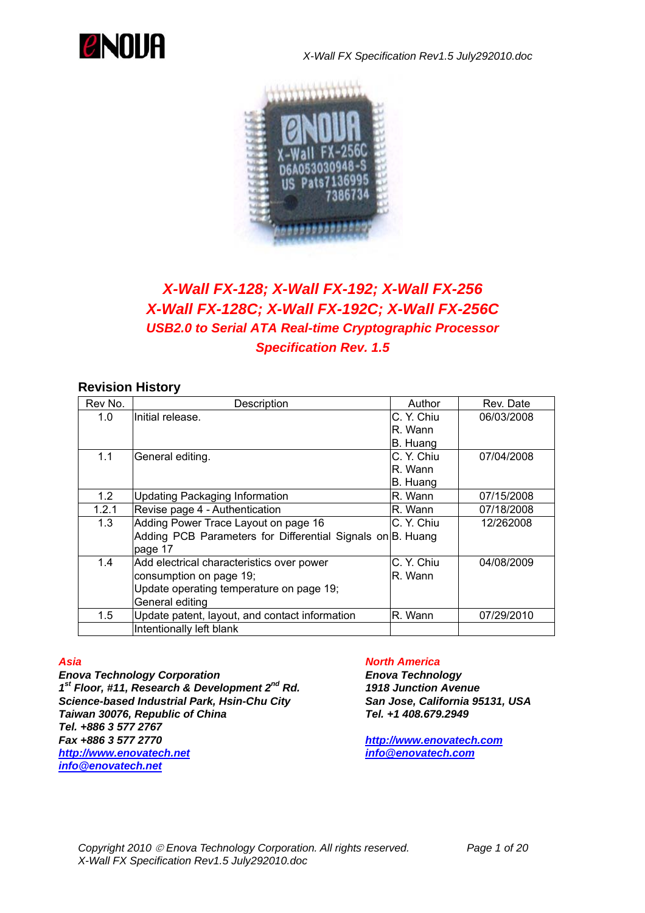# X-Wall FX-128; X-Wall FX-192; X-Wall FX-256
# X-Wall FX-128C; X-Wall FX-192C; X-Wall FX-256C
## USB2.0 to Serial ATA Real-time Cryptographic Processor
## Specification Rev. 1.5

### Revision History

| Rev No. | Description | Author | Rev. Date |
|---|---|---|---|
| 1.0 | Initial release. | C. Y. Chiu<br>R. Wann<br>B. Huang | 06/03/2008 |
| 1.1 | General editing. | C. Y. Chiu<br>R. Wann<br>B. Huang | 07/04/2008 |
| 1.2 | Updating Packaging Information | R. Wann | 07/15/2008 |
| 1.2.1 | Revise page 4 - Authentication | R. Wann | 07/18/2008 |
| 1.3 | Adding Power Trace Layout on page 16<br>Adding PCB Parameters for Differential Signals on page 17 | C. Y. Chiu<br>B. Huang | 12/262008 |
| 1.4 | Add electrical characteristics over power consumption on page 19;<br>Update operating temperature on page 19;<br>General editing | C. Y. Chiu<br>R. Wann | 04/08/2009 |
| 1.5 | Update patent, layout, and contact information | R. Wann | 07/29/2010 |
| | Intentionally left blank | | |

***Asia***
***Enova Technology Corporation***
***1st Floor, #11, Research & Development 2nd Rd.***
***Science-based Industrial Park, Hsin-Chu City***
***Taiwan 30076, Republic of China***
***Tel. +886 3 577 2767***
***Fax +886 3 577 2770***
***http://www.enovatech.net***
***info@enovatech.net***

***North America***
***Enova Technology***
***1918 Junction Avenue***
***San Jose, California 95131, USA***
***Tel. +1 408.679.2949***

***http://www.enovatech.com***
***info@enovatech.com***

*Copyright 2010 © Enova Technology Corporation. All rights reserved.*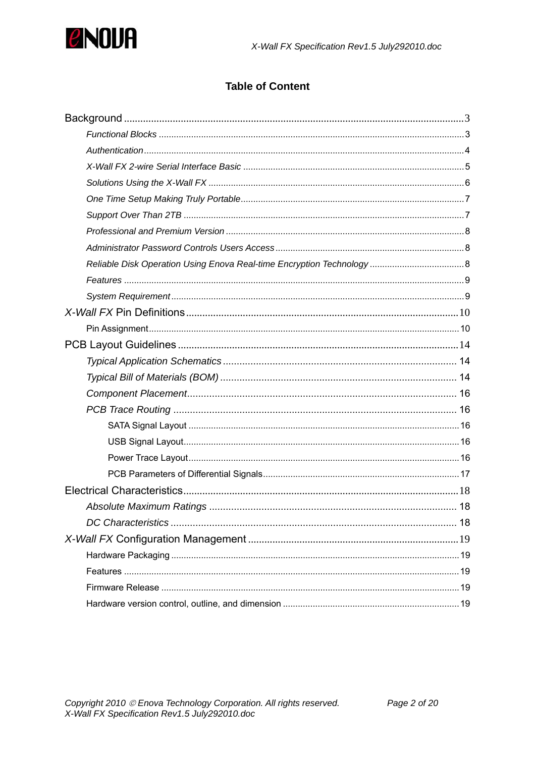## Table of Content

Background ........................................................................................................ 3

*Functional Blocks* ........................................................................................................ 3

*Authentication* ........................................................................................................ 4

*X-Wall FX 2-wire Serial Interface Basic* ........................................................................ 5

*Solutions Using the X-Wall FX* ........................................................................................ 6

*One Time Setup Making Truly Portable* ........................................................................ 7

*Support Over Than 2TB* ........................................................................................................ 7

*Professional and Premium Version* ........................................................................ 8

*Administrator Password Controls Users Access* ........................................................ 8

*Reliable Disk Operation Using Enova Real-time Encryption Technology* .................... 8

*Features* ........................................................................................................ 9

*System Requirement* ........................................................................................................ 9

*X-Wall FX* Pin Definitions ........................................................................................ 10

Pin Assignment ........................................................................................................ 10

PCB Layout Guidelines ........................................................................................ 14

*Typical Application Schematics* ........................................................................ 14

*Typical Bill of Materials (BOM)* ........................................................................ 14

*Component Placement* ........................................................................................ 16

*PCB Trace Routing* ........................................................................................ 16

SATA Signal Layout ........................................................................................ 16

USB Signal Layout ........................................................................................ 16

Power Trace Layout ........................................................................................ 16

PCB Parameters of Differential Signals ........................................................ 17

Electrical Characteristics ........................................................................................ 18

*Absolute Maximum Ratings* ........................................................................ 18

*DC Characteristics* ........................................................................................ 18

*X-Wall FX* Configuration Management ........................................................................ 19

Hardware Packaging ........................................................................................ 19

Features ........................................................................................................ 19

Firmware Release ........................................................................................ 19

Hardware version control, outline, and dimension ........................................................ 19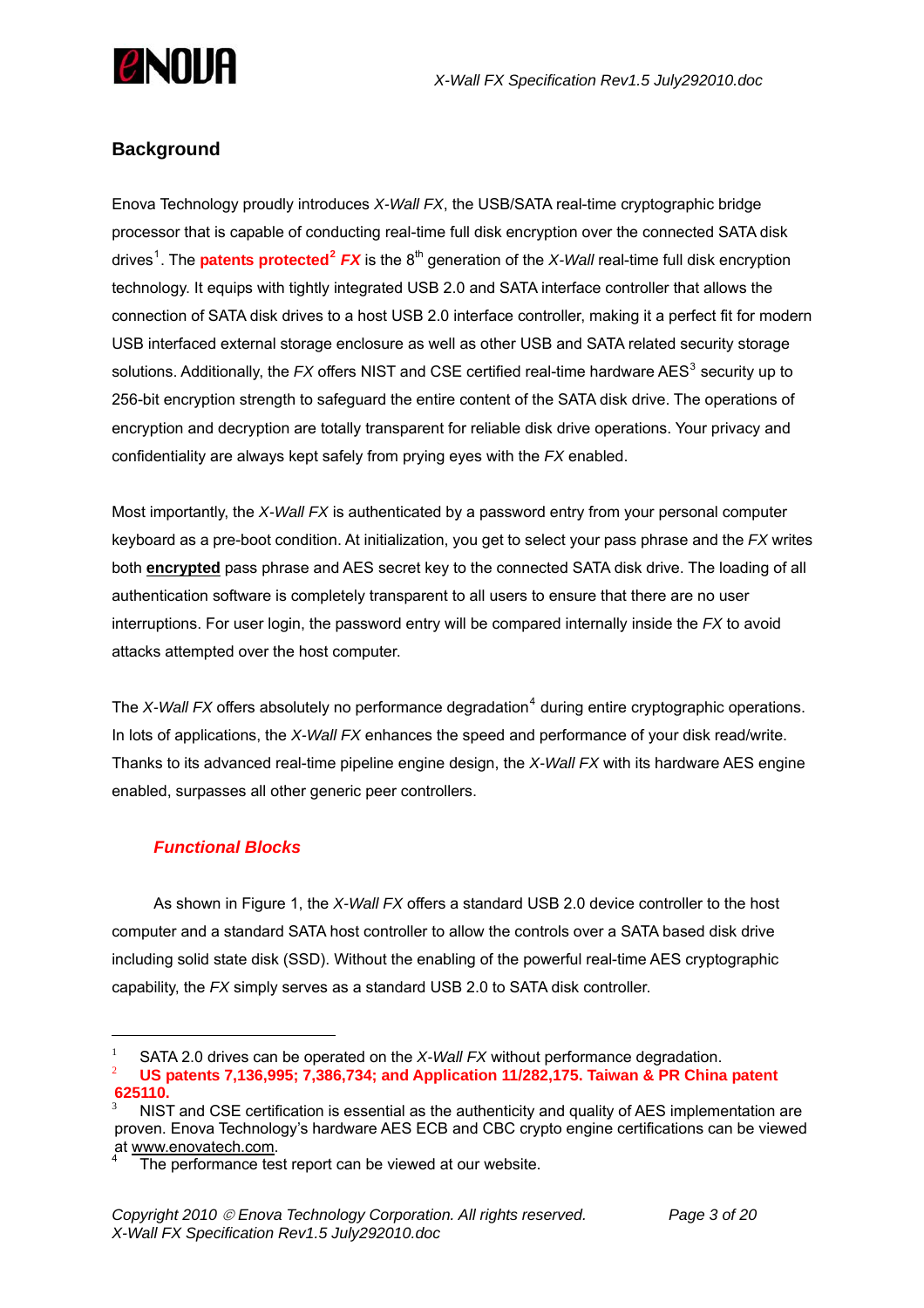## Background

Enova Technology proudly introduces *X-Wall FX*, the USB/SATA real-time cryptographic bridge processor that is capable of conducting real-time full disk encryption over the connected SATA disk drives[1]. The **patents protected[2] *FX*** is the 8th generation of the *X-Wall* real-time full disk encryption technology. It equips with tightly integrated USB 2.0 and SATA interface controller that allows the connection of SATA disk drives to a host USB 2.0 interface controller, making it a perfect fit for modern USB interfaced external storage enclosure as well as other USB and SATA related security storage solutions. Additionally, the *FX* offers NIST and CSE certified real-time hardware AES[3] security up to 256-bit encryption strength to safeguard the entire content of the SATA disk drive. The operations of encryption and decryption are totally transparent for reliable disk drive operations. Your privacy and confidentiality are always kept safely from prying eyes with the *FX* enabled.

Most importantly, the *X-Wall FX* is authenticated by a password entry from your personal computer keyboard as a pre-boot condition. At initialization, you get to select your pass phrase and the *FX* writes both **encrypted** pass phrase and AES secret key to the connected SATA disk drive. The loading of all authentication software is completely transparent to all users to ensure that there are no user interruptions. For user login, the password entry will be compared internally inside the *FX* to avoid attacks attempted over the host computer.

The *X-Wall FX* offers absolutely no performance degradation[4] during entire cryptographic operations. In lots of applications, the *X-Wall FX* enhances the speed and performance of your disk read/write. Thanks to its advanced real-time pipeline engine design, the *X-Wall FX* with its hardware AES engine enabled, surpasses all other generic peer controllers.

### *Functional Blocks*

As shown in Figure 1, the *X-Wall FX* offers a standard USB 2.0 device controller to the host computer and a standard SATA host controller to allow the controls over a SATA based disk drive including solid state disk (SSD). Without the enabling of the powerful real-time AES cryptographic capability, the *FX* simply serves as a standard USB 2.0 to SATA disk controller.

---

[1] SATA 2.0 drives can be operated on the *X-Wall FX* without performance degradation.

[2] **US patents 7,136,995; 7,386,734; and Application 11/282,175. Taiwan & PR China patent 625110.**

[3] NIST and CSE certification is essential as the authenticity and quality of AES implementation are proven. Enova Technology's hardware AES ECB and CBC crypto engine certifications can be viewed at www.enovatech.com.

[4] The performance test report can be viewed at our website.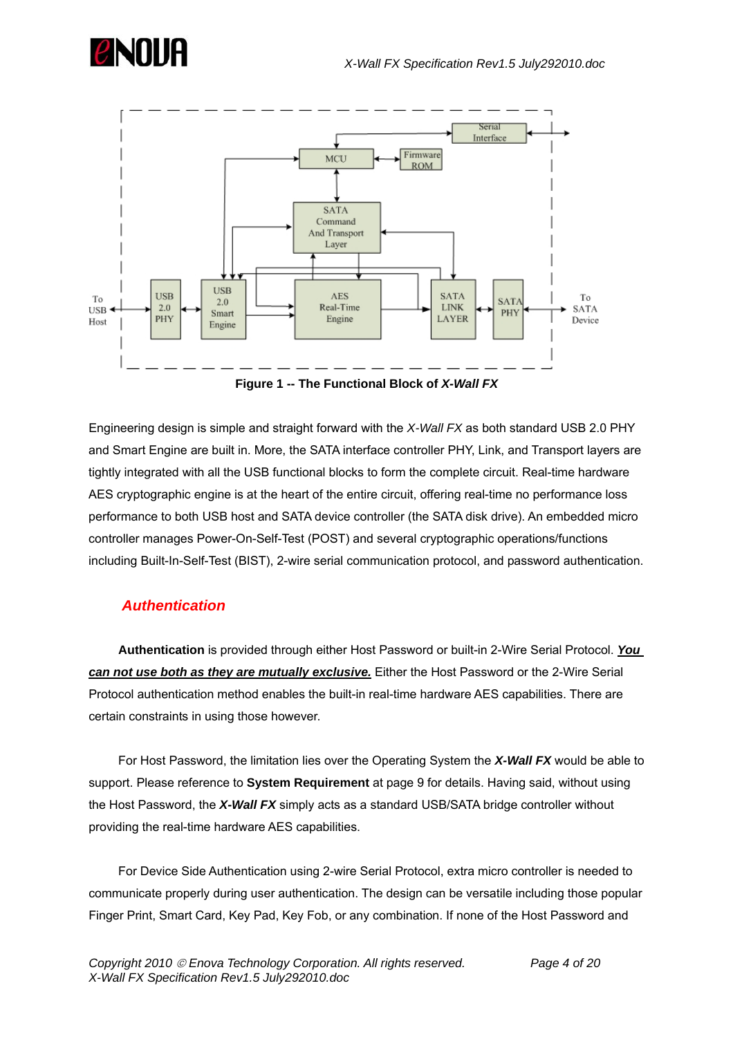**Figure 1 -- The Functional Block of *X-Wall FX***

Engineering design is simple and straight forward with the *X-Wall FX* as both standard USB 2.0 PHY and Smart Engine are built in. More, the SATA interface controller PHY, Link, and Transport layers are tightly integrated with all the USB functional blocks to form the complete circuit. Real-time hardware AES cryptographic engine is at the heart of the entire circuit, offering real-time no performance loss performance to both USB host and SATA device controller (the SATA disk drive). An embedded micro controller manages Power-On-Self-Test (POST) and several cryptographic operations/functions including Built-In-Self-Test (BIST), 2-wire serial communication protocol, and password authentication.

## *Authentication*

**Authentication** is provided through either Host Password or built-in 2-Wire Serial Protocol. ***You can not use both as they are mutually exclusive.*** Either the Host Password or the 2-Wire Serial Protocol authentication method enables the built-in real-time hardware AES capabilities. There are certain constraints in using those however.

For Host Password, the limitation lies over the Operating System the ***X-Wall FX*** would be able to support. Please reference to **System Requirement** at page 9 for details. Having said, without using the Host Password, the ***X-Wall FX*** simply acts as a standard USB/SATA bridge controller without providing the real-time hardware AES capabilities.

For Device Side Authentication using 2-wire Serial Protocol, extra micro controller is needed to communicate properly during user authentication. The design can be versatile including those popular Finger Print, Smart Card, Key Pad, Key Fob, or any combination. If none of the Host Password and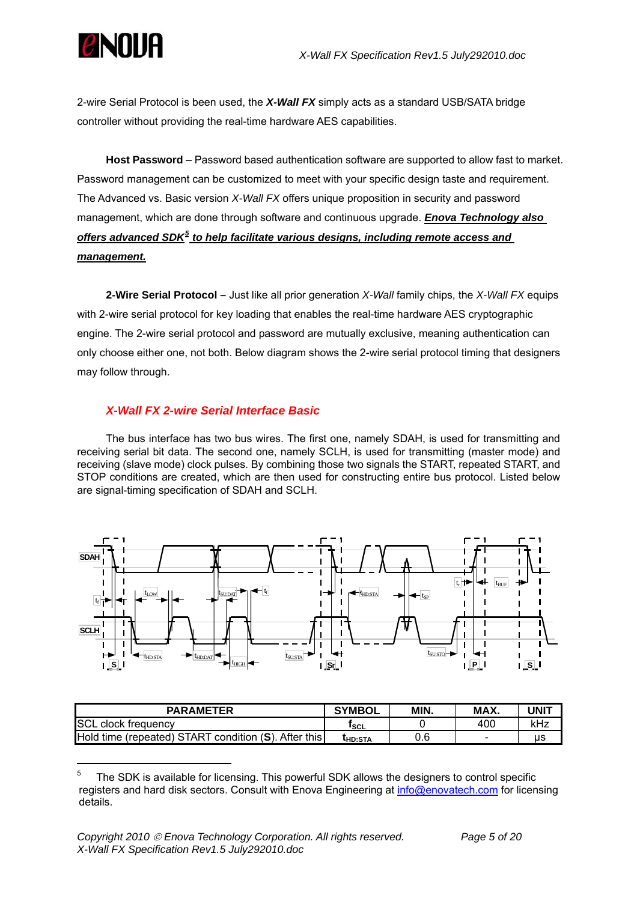2-wire Serial Protocol is been used, the ***X-Wall FX*** simply acts as a standard USB/SATA bridge controller without providing the real-time hardware AES capabilities.

**Host Password** – Password based authentication software are supported to allow fast to market. Password management can be customized to meet with your specific design taste and requirement. The Advanced vs. Basic version *X-Wall FX* offers unique proposition in security and password management, which are done through software and continuous upgrade. ***Enova Technology also offers advanced SDK[5] to help facilitate various designs, including remote access and management.***

**2-Wire Serial Protocol –** Just like all prior generation *X-Wall* family chips, the *X-Wall FX* equips with 2-wire serial protocol for key loading that enables the real-time hardware AES cryptographic engine. The 2-wire serial protocol and password are mutually exclusive, meaning authentication can only choose either one, not both. Below diagram shows the 2-wire serial protocol timing that designers may follow through.

### *X-Wall FX 2-wire Serial Interface Basic*

The bus interface has two bus wires. The first one, namely SDAH, is used for transmitting and receiving serial bit data. The second one, namely SCLH, is used for transmitting (master mode) and receiving (slave mode) clock pulses. By combining those two signals the START, repeated START, and STOP conditions are created, which are then used for constructing entire bus protocol. Listed below are signal-timing specification of SDAH and SCLH.

| PARAMETER | SYMBOL | MIN. | MAX. | UNIT |
|---|---|---|---|---|
| SCL clock frequency | $f_{SCL}$ | 0 | 400 | kHz |
| Hold time (repeated) START condition (**S**). After this | $t_{HD:STA}$ | 0.6 | - | µs |

[5] The SDK is available for licensing. This powerful SDK allows the designers to control specific registers and hard disk sectors. Consult with Enova Engineering at info@enovatech.com for licensing details.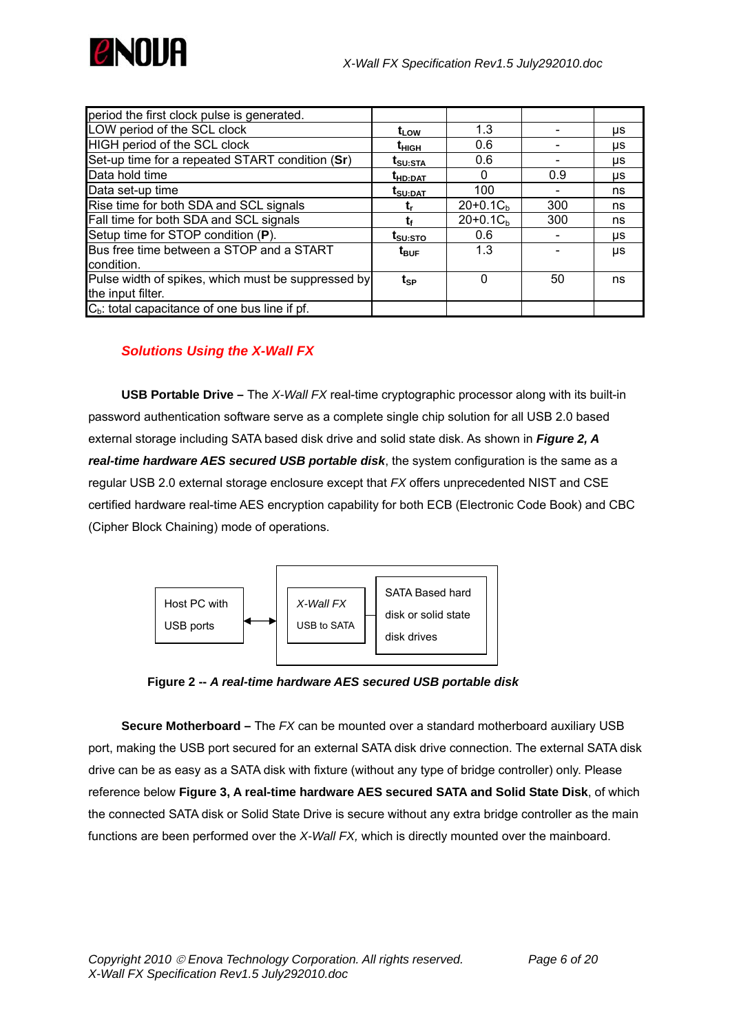| period the first clock pulse is generated. | | | | |
|---|---|---|---|---|
| LOW period of the SCL clock | $t_{LOW}$ | 1.3 | - | μs |
| HIGH period of the SCL clock | $t_{HIGH}$ | 0.6 | - | μs |
| Set-up time for a repeated START condition (**Sr**) | $t_{SU:STA}$ | 0.6 | - | μs |
| Data hold time | $t_{HD:DAT}$ | 0 | 0.9 | μs |
| Data set-up time | $t_{SU:DAT}$ | 100 | - | ns |
| Rise time for both SDA and SCL signals | $t_r$ | $20+0.1C_b$ | 300 | ns |
| Fall time for both SDA and SCL signals | $t_f$ | $20+0.1C_b$ | 300 | ns |
| Setup time for STOP condition (**P**). | $t_{SU:STO}$ | 0.6 | - | μs |
| Bus free time between a STOP and a START condition. | $t_{BUF}$ | 1.3 | - | μs |
| Pulse width of spikes, which must be suppressed by the input filter. | $t_{SP}$ | 0 | 50 | ns |
| $C_b$: total capacitance of one bus line if pf. | | | | |

## *Solutions Using the X-Wall FX*

**USB Portable Drive –** The *X-Wall FX* real-time cryptographic processor along with its built-in password authentication software serve as a complete single chip solution for all USB 2.0 based external storage including SATA based disk drive and solid state disk. As shown in ***Figure 2, A real-time hardware AES secured USB portable disk***, the system configuration is the same as a regular USB 2.0 external storage enclosure except that *FX* offers unprecedented NIST and CSE certified hardware real-time AES encryption capability for both ECB (Electronic Code Book) and CBC (Cipher Block Chaining) mode of operations.

Host PC with USB ports ↔ [ *X-Wall FX* USB to SATA | SATA Based hard disk or solid state disk drives ]

**Figure 2 --** ***A real-time hardware AES secured USB portable disk***

**Secure Motherboard –** The *FX* can be mounted over a standard motherboard auxiliary USB port, making the USB port secured for an external SATA disk drive connection. The external SATA disk drive can be as easy as a SATA disk with fixture (without any type of bridge controller) only. Please reference below **Figure 3, A real-time hardware AES secured SATA and Solid State Disk**, of which the connected SATA disk or Solid State Drive is secure without any extra bridge controller as the main functions are been performed over the *X-Wall FX,* which is directly mounted over the mainboard.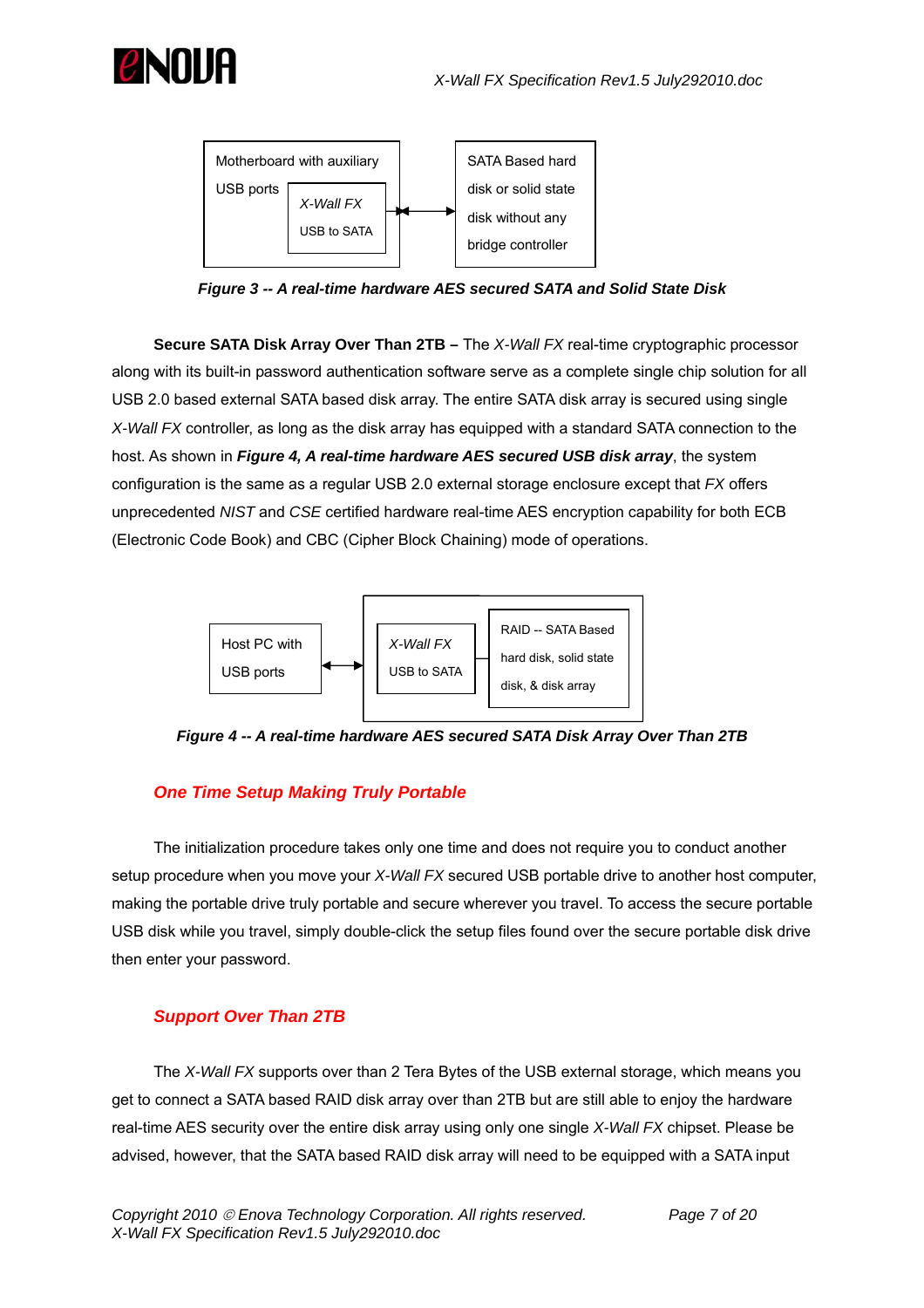Motherboard with auxiliary USB ports

*X-Wall FX* USB to SATA

SATA Based hard disk or solid state disk without any bridge controller

***Figure 3 -- A real-time hardware AES secured SATA and Solid State Disk***

**Secure SATA Disk Array Over Than 2TB –** The *X-Wall FX* real-time cryptographic processor along with its built-in password authentication software serve as a complete single chip solution for all USB 2.0 based external SATA based disk array. The entire SATA disk array is secured using single *X-Wall FX* controller, as long as the disk array has equipped with a standard SATA connection to the host. As shown in ***Figure 4, A real-time hardware AES secured USB disk array***, the system configuration is the same as a regular USB 2.0 external storage enclosure except that *FX* offers unprecedented *NIST* and *CSE* certified hardware real-time AES encryption capability for both ECB (Electronic Code Book) and CBC (Cipher Block Chaining) mode of operations.

Host PC with USB ports

*X-Wall FX* USB to SATA

RAID -- SATA Based hard disk, solid state disk, & disk array

***Figure 4 -- A real-time hardware AES secured SATA Disk Array Over Than 2TB***

## *One Time Setup Making Truly Portable*

The initialization procedure takes only one time and does not require you to conduct another setup procedure when you move your *X-Wall FX* secured USB portable drive to another host computer, making the portable drive truly portable and secure wherever you travel. To access the secure portable USB disk while you travel, simply double-click the setup files found over the secure portable disk drive then enter your password.

## *Support Over Than 2TB*

The *X-Wall FX* supports over than 2 Tera Bytes of the USB external storage, which means you get to connect a SATA based RAID disk array over than 2TB but are still able to enjoy the hardware real-time AES security over the entire disk array using only one single *X-Wall FX* chipset. Please be advised, however, that the SATA based RAID disk array will need to be equipped with a SATA input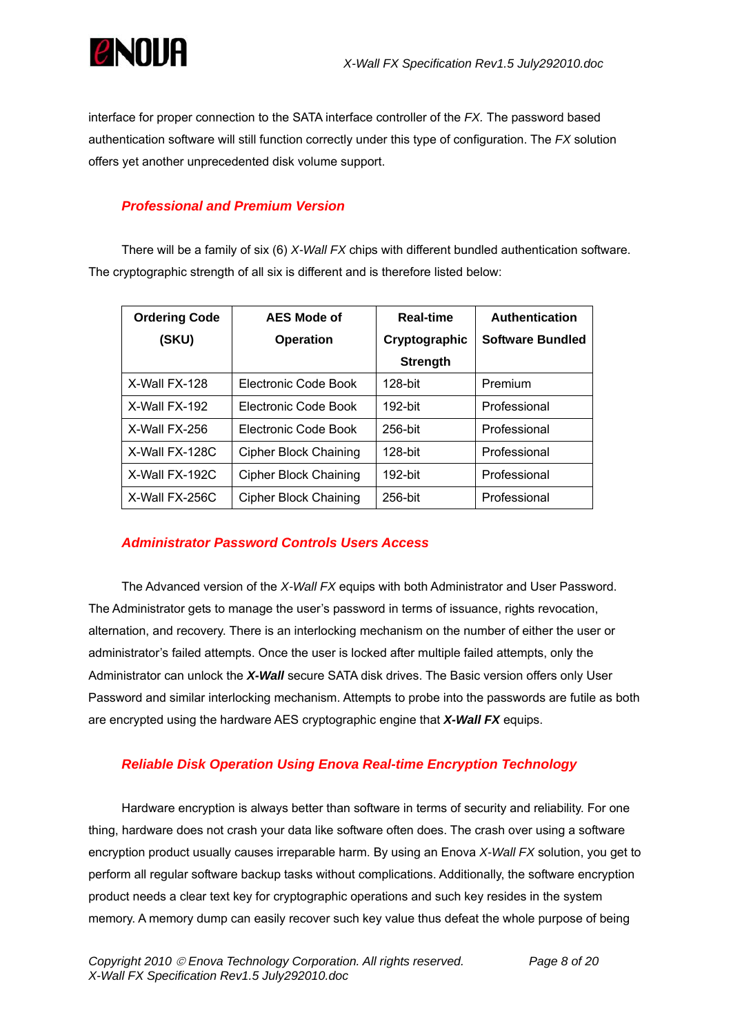interface for proper connection to the SATA interface controller of the *FX*. The password based authentication software will still function correctly under this type of configuration. The *FX* solution offers yet another unprecedented disk volume support.

### *Professional and Premium Version*

There will be a family of six (6) *X-Wall FX* chips with different bundled authentication software. The cryptographic strength of all six is different and is therefore listed below:

| Ordering Code (SKU) | AES Mode of Operation | Real-time Cryptographic Strength | Authentication Software Bundled |
|---|---|---|---|
| X-Wall FX-128 | Electronic Code Book | 128-bit | Premium |
| X-Wall FX-192 | Electronic Code Book | 192-bit | Professional |
| X-Wall FX-256 | Electronic Code Book | 256-bit | Professional |
| X-Wall FX-128C | Cipher Block Chaining | 128-bit | Professional |
| X-Wall FX-192C | Cipher Block Chaining | 192-bit | Professional |
| X-Wall FX-256C | Cipher Block Chaining | 256-bit | Professional |

### *Administrator Password Controls Users Access*

The Advanced version of the *X-Wall FX* equips with both Administrator and User Password. The Administrator gets to manage the user's password in terms of issuance, rights revocation, alternation, and recovery. There is an interlocking mechanism on the number of either the user or administrator's failed attempts. Once the user is locked after multiple failed attempts, only the Administrator can unlock the ***X-Wall*** secure SATA disk drives. The Basic version offers only User Password and similar interlocking mechanism. Attempts to probe into the passwords are futile as both are encrypted using the hardware AES cryptographic engine that ***X-Wall FX*** equips.

### *Reliable Disk Operation Using Enova Real-time Encryption Technology*

Hardware encryption is always better than software in terms of security and reliability. For one thing, hardware does not crash your data like software often does. The crash over using a software encryption product usually causes irreparable harm. By using an Enova *X-Wall FX* solution, you get to perform all regular software backup tasks without complications. Additionally, the software encryption product needs a clear text key for cryptographic operations and such key resides in the system memory. A memory dump can easily recover such key value thus defeat the whole purpose of being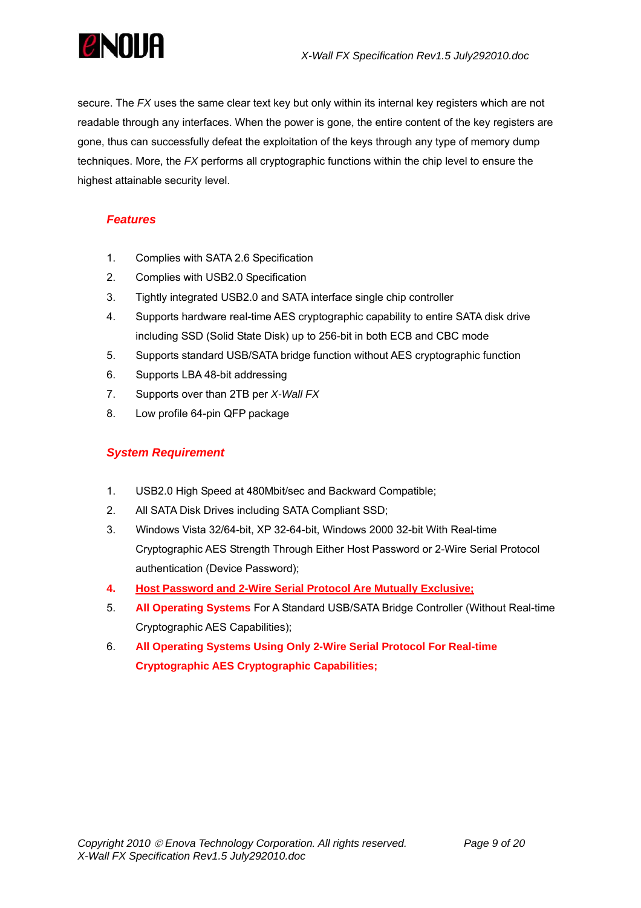secure. The *FX* uses the same clear text key but only within its internal key registers which are not readable through any interfaces. When the power is gone, the entire content of the key registers are gone, thus can successfully defeat the exploitation of the keys through any type of memory dump techniques. More, the *FX* performs all cryptographic functions within the chip level to ensure the highest attainable security level.

### ***Features***

1. Complies with SATA 2.6 Specification
2. Complies with USB2.0 Specification
3. Tightly integrated USB2.0 and SATA interface single chip controller
4. Supports hardware real-time AES cryptographic capability to entire SATA disk drive including SSD (Solid State Disk) up to 256-bit in both ECB and CBC mode
5. Supports standard USB/SATA bridge function without AES cryptographic function
6. Supports LBA 48-bit addressing
7. Supports over than 2TB per *X-Wall FX*
8. Low profile 64-pin QFP package

### ***System Requirement***

1. USB2.0 High Speed at 480Mbit/sec and Backward Compatible;
2. All SATA Disk Drives including SATA Compliant SSD;
3. Windows Vista 32/64-bit, XP 32-64-bit, Windows 2000 32-bit With Real-time Cryptographic AES Strength Through Either Host Password or 2-Wire Serial Protocol authentication (Device Password);
4. **Host Password and 2-Wire Serial Protocol Are Mutually Exclusive;**
5. **All Operating Systems** For A Standard USB/SATA Bridge Controller (Without Real-time Cryptographic AES Capabilities);
6. **All Operating Systems Using Only 2-Wire Serial Protocol For Real-time Cryptographic AES Cryptographic Capabilities;**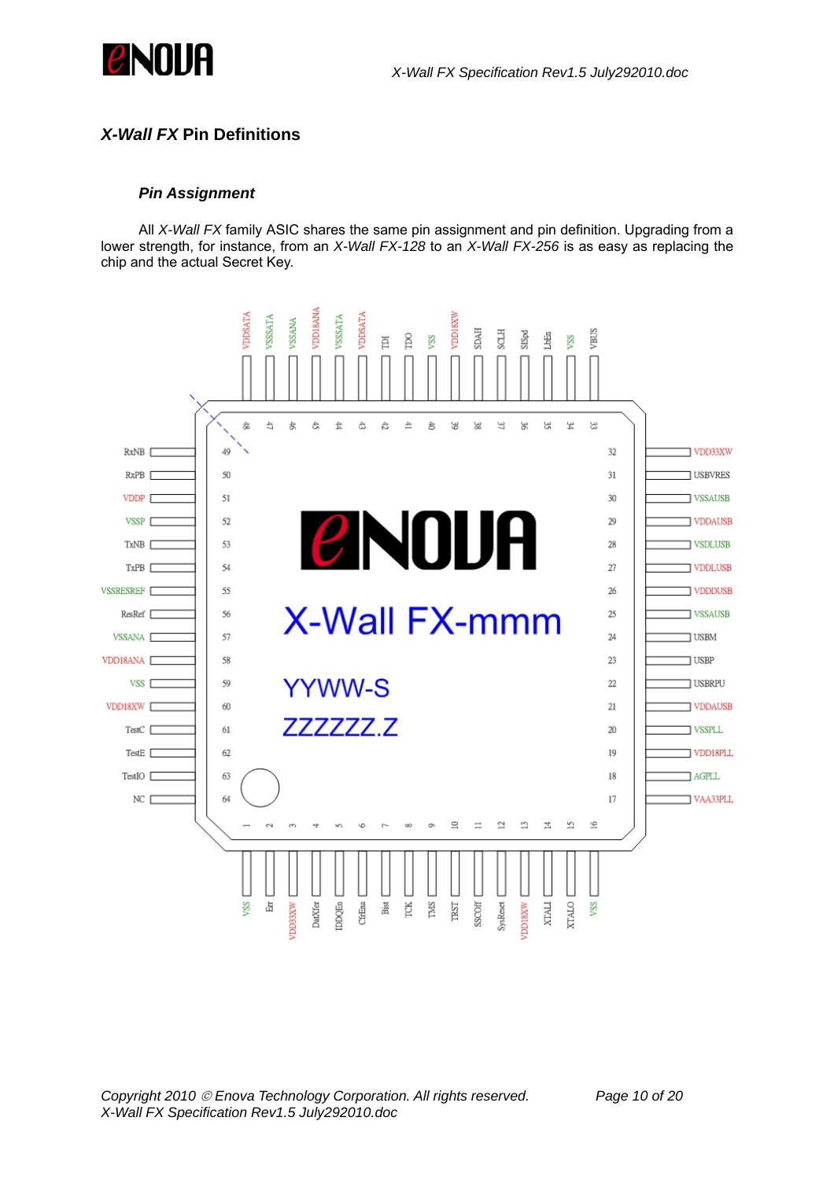## *X-Wall FX* Pin Definitions

### *Pin Assignment*

All *X-Wall FX* family ASIC shares the same pin assignment and pin definition. Upgrading from a lower strength, for instance, from an *X-Wall FX-128* to an *X-Wall FX-256* is as easy as replacing the chip and the actual Secret Key.

| Pin | Name | Pin | Name | Pin | Name | Pin | Name |
|---|---|---|---|---|---|---|---|
| 1 | VSS | 17 | VAA33PLL | 33 | VBUS | 49 | RxNB |
| 2 | Err | 18 | AGPLL | 34 | VSS | 50 | RxPB |
| 3 | VDD33XW | 19 | VDD18PLL | 35 | LbEn | 51 | VDDP |
| 4 | DatXfer | 20 | VSSPLL | 36 | SISpd | 52 | VSSP |
| 5 | IDDQEn | 21 | VDDAUSB | 37 | SCLH | 53 | TxNB |
| 6 | CfrEna | 22 | USBRPU | 38 | SDAH | 54 | TxPB |
| 7 | Bist | 23 | USBP | 39 | VDD18XW | 55 | VSSRESREF |
| 8 | TCK | 24 | USBM | 40 | VSS | 56 | ResRef |
| 9 | TMS | 25 | VSSAUSB | 41 | TDO | 57 | VSSANA |
| 10 | TRST | 26 | VDDDUSB | 42 | TDI | 58 | VDD18ANA |
| 11 | SSCOff | 27 | VDDLUSB | 43 | VDDSATA | 59 | VSS |
| 12 | SysReset | 28 | VSDLUSB | 44 | VSSSATA | 60 | VDD18XW |
| 13 | VDD18XW | 29 | VDDAUSB | 45 | VDD18ANA | 61 | TestC |
| 14 | XTALI | 30 | VSSAUSB | 46 | VSSANA | 62 | TestE |
| 15 | XTALO | 31 | USBVRES | 47 | VSSSATA | 63 | TestIO |
| 16 | VSS | 32 | VDD33XW | 48 | VDDSATA | 64 | NC |

Chip marking: eNOVA / X-Wall FX-mmm / YYWW-S / ZZZZZZ.Z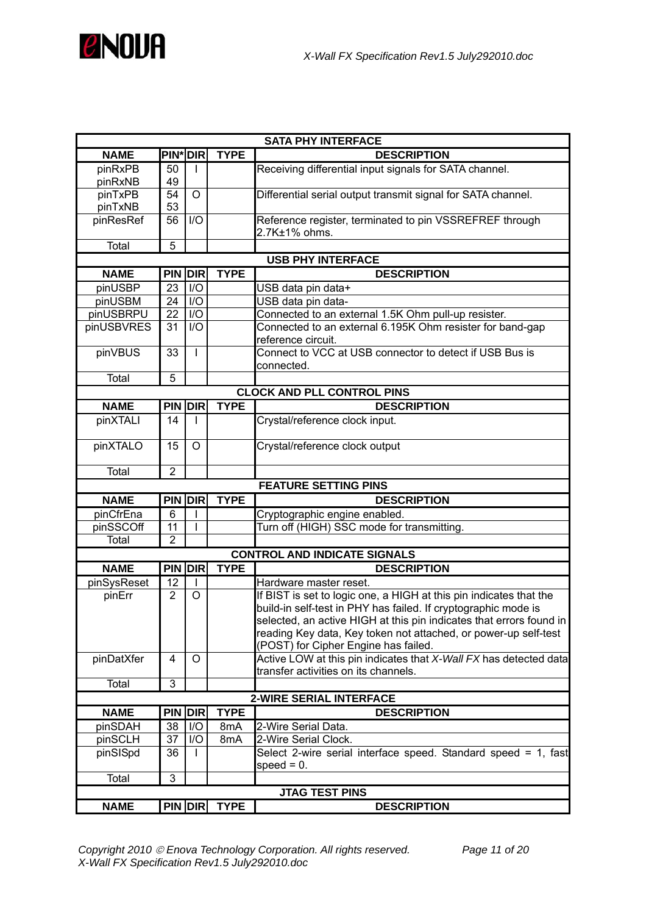| SATA PHY INTERFACE | | | | |
|---|---|---|---|---|
| **NAME** | **PIN*** | **DIR** | **TYPE** | **DESCRIPTION** |
| pinRxPB<br>pinRxNB | 50<br>49 | I | | Receiving differential input signals for SATA channel. |
| pinTxPB<br>pinTxNB | 54<br>53 | O | | Differential serial output transmit signal for SATA channel. |
| pinResRef | 56 | I/O | | Reference register, terminated to pin VSSREFREF through 2.7K±1% ohms. |
| Total | 5 | | | |
| **USB PHY INTERFACE** | | | | |
| **NAME** | **PIN** | **DIR** | **TYPE** | **DESCRIPTION** |
| pinUSBP | 23 | I/O | | USB data pin data+ |
| pinUSBM | 24 | I/O | | USB data pin data- |
| pinUSBRPU | 22 | I/O | | Connected to an external 1.5K Ohm pull-up resister. |
| pinUSBVRES | 31 | I/O | | Connected to an external 6.195K Ohm resister for band-gap reference circuit. |
| pinVBUS | 33 | I | | Connect to VCC at USB connector to detect if USB Bus is connected. |
| Total | 5 | | | |
| **CLOCK AND PLL CONTROL PINS** | | | | |
| **NAME** | **PIN** | **DIR** | **TYPE** | **DESCRIPTION** |
| pinXTALI | 14 | I | | Crystal/reference clock input. |
| pinXTALO | 15 | O | | Crystal/reference clock output |
| Total | 2 | | | |
| **FEATURE SETTING PINS** | | | | |
| **NAME** | **PIN** | **DIR** | **TYPE** | **DESCRIPTION** |
| pinCfrEna | 6 | I | | Cryptographic engine enabled. |
| pinSSCOff | 11 | I | | Turn off (HIGH) SSC mode for transmitting. |
| Total | 2 | | | |
| **CONTROL AND INDICATE SIGNALS** | | | | |
| **NAME** | **PIN** | **DIR** | **TYPE** | **DESCRIPTION** |
| pinSysReset | 12 | I | | Hardware master reset. |
| pinErr | 2 | O | | If BIST is set to logic one, a HIGH at this pin indicates that the build-in self-test in PHY has failed. If cryptographic mode is selected, an active HIGH at this pin indicates that errors found in reading Key data, Key token not attached, or power-up self-test (POST) for Cipher Engine has failed. |
| pinDatXfer | 4 | O | | Active LOW at this pin indicates that *X-Wall FX* has detected data transfer activities on its channels. |
| Total | 3 | | | |
| **2-WIRE SERIAL INTERFACE** | | | | |
| **NAME** | **PIN** | **DIR** | **TYPE** | **DESCRIPTION** |
| pinSDAH | 38 | I/O | 8mA | 2-Wire Serial Data. |
| pinSCLH | 37 | I/O | 8mA | 2-Wire Serial Clock. |
| pinSISpd | 36 | I | | Select 2-wire serial interface speed. Standard speed = 1, fast speed = 0. |
| Total | 3 | | | |
| **JTAG TEST PINS** | | | | |
| **NAME** | **PIN** | **DIR** | **TYPE** | **DESCRIPTION** |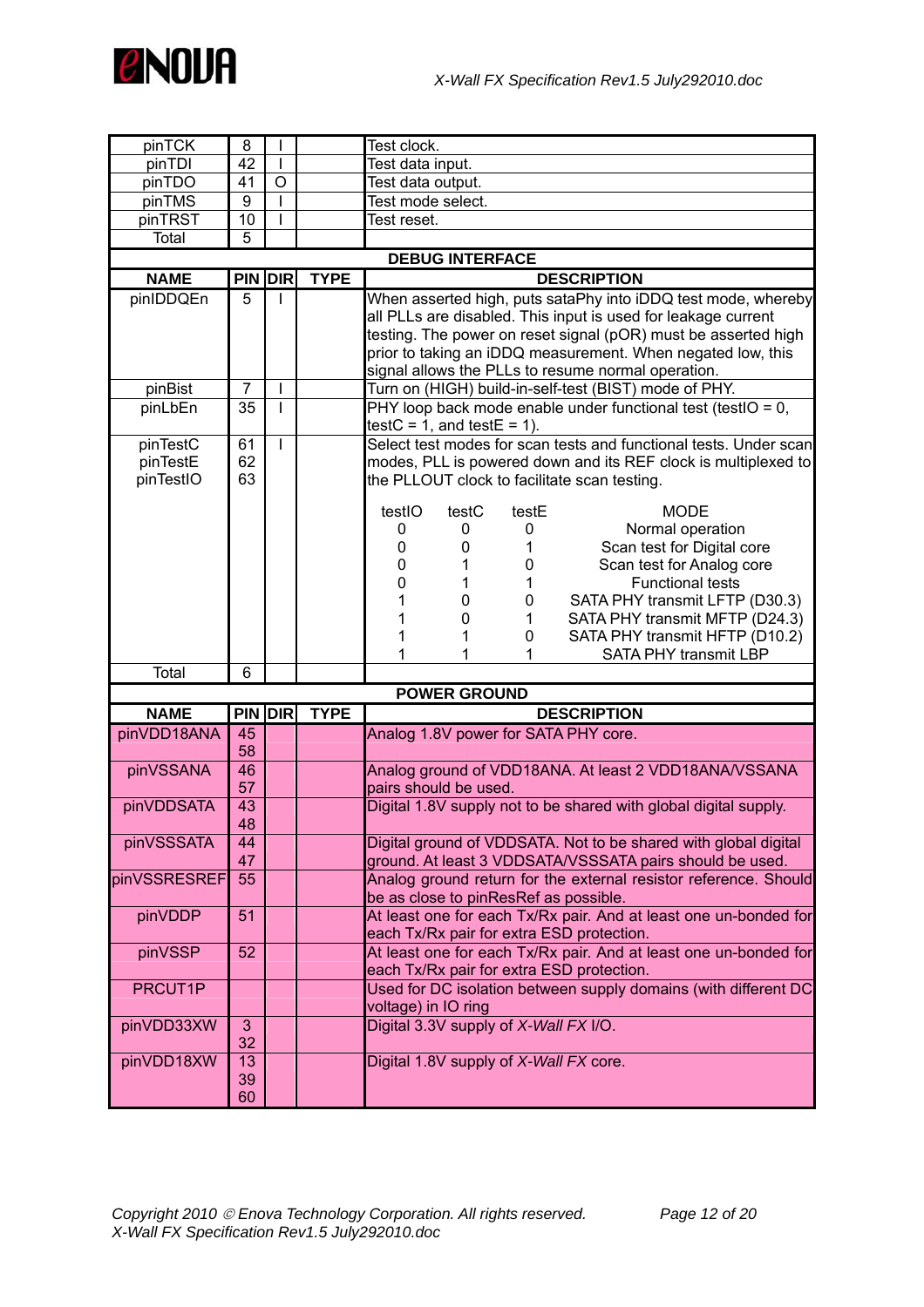| NAME | PIN | DIR | TYPE | DESCRIPTION |
|---|---|---|---|---|
| pinTCK | 8 | I | | Test clock. |
| pinTDI | 42 | I | | Test data input. |
| pinTDO | 41 | O | | Test data output. |
| pinTMS | 9 | I | | Test mode select. |
| pinTRST | 10 | I | | Test reset. |
| Total | 5 | | | |

| DEBUG INTERFACE | | | | |
|---|---|---|---|---|
| **NAME** | **PIN** | **DIR** | **TYPE** | **DESCRIPTION** |
| pinIDDQEn | 5 | I | | When asserted high, puts sataPhy into iDDQ test mode, whereby all PLLs are disabled. This input is used for leakage current testing. The power on reset signal (pOR) must be asserted high prior to taking an iDDQ measurement. When negated low, this signal allows the PLLs to resume normal operation. |
| pinBist | 7 | I | | Turn on (HIGH) build-in-self-test (BIST) mode of PHY. |
| pinLbEn | 35 | I | | PHY loop back mode enable under functional test (testIO = 0, testC = 1, and testE = 1). |
| pinTestC<br>pinTestE<br>pinTestIO | 61<br>62<br>63 | I | | Select test modes for scan tests and functional tests. Under scan modes, PLL is powered down and its REF clock is multiplexed to the PLLOUT clock to facilitate scan testing.<br><br>testIO / testC / testE / MODE<br>0 / 0 / 0 / Normal operation<br>0 / 0 / 1 / Scan test for Digital core<br>0 / 1 / 0 / Scan test for Analog core<br>0 / 1 / 1 / Functional tests<br>1 / 0 / 0 / SATA PHY transmit LFTP (D30.3)<br>1 / 0 / 1 / SATA PHY transmit MFTP (D24.3)<br>1 / 1 / 0 / SATA PHY transmit HFTP (D10.2)<br>1 / 1 / 1 / SATA PHY transmit LBP |
| Total | 6 | | | |

| POWER GROUND | | | | |
|---|---|---|---|---|
| **NAME** | **PIN** | **DIR** | **TYPE** | **DESCRIPTION** |
| pinVDD18ANA | 45<br>58 | | | Analog 1.8V power for SATA PHY core. |
| pinVSSANA | 46<br>57 | | | Analog ground of VDD18ANA. At least 2 VDD18ANA/VSSANA pairs should be used. |
| pinVDDSATA | 43<br>48 | | | Digital 1.8V supply not to be shared with global digital supply. |
| pinVSSSATA | 44<br>47 | | | Digital ground of VDDSATA. Not to be shared with global digital ground. At least 3 VDDSATA/VSSSATA pairs should be used. |
| pinVSSRESREF | 55 | | | Analog ground return for the external resistor reference. Should be as close to pinResRef as possible. |
| pinVDDP | 51 | | | At least one for each Tx/Rx pair. And at least one un-bonded for each Tx/Rx pair for extra ESD protection. |
| pinVSSP | 52 | | | At least one for each Tx/Rx pair. And at least one un-bonded for each Tx/Rx pair for extra ESD protection. |
| PRCUT1P | | | | Used for DC isolation between supply domains (with different DC voltage) in IO ring |
| pinVDD33XW | 3<br>32 | | | Digital 3.3V supply of *X-Wall FX* I/O. |
| pinVDD18XW | 13<br>39<br>60 | | | Digital 1.8V supply of *X-Wall FX* core. |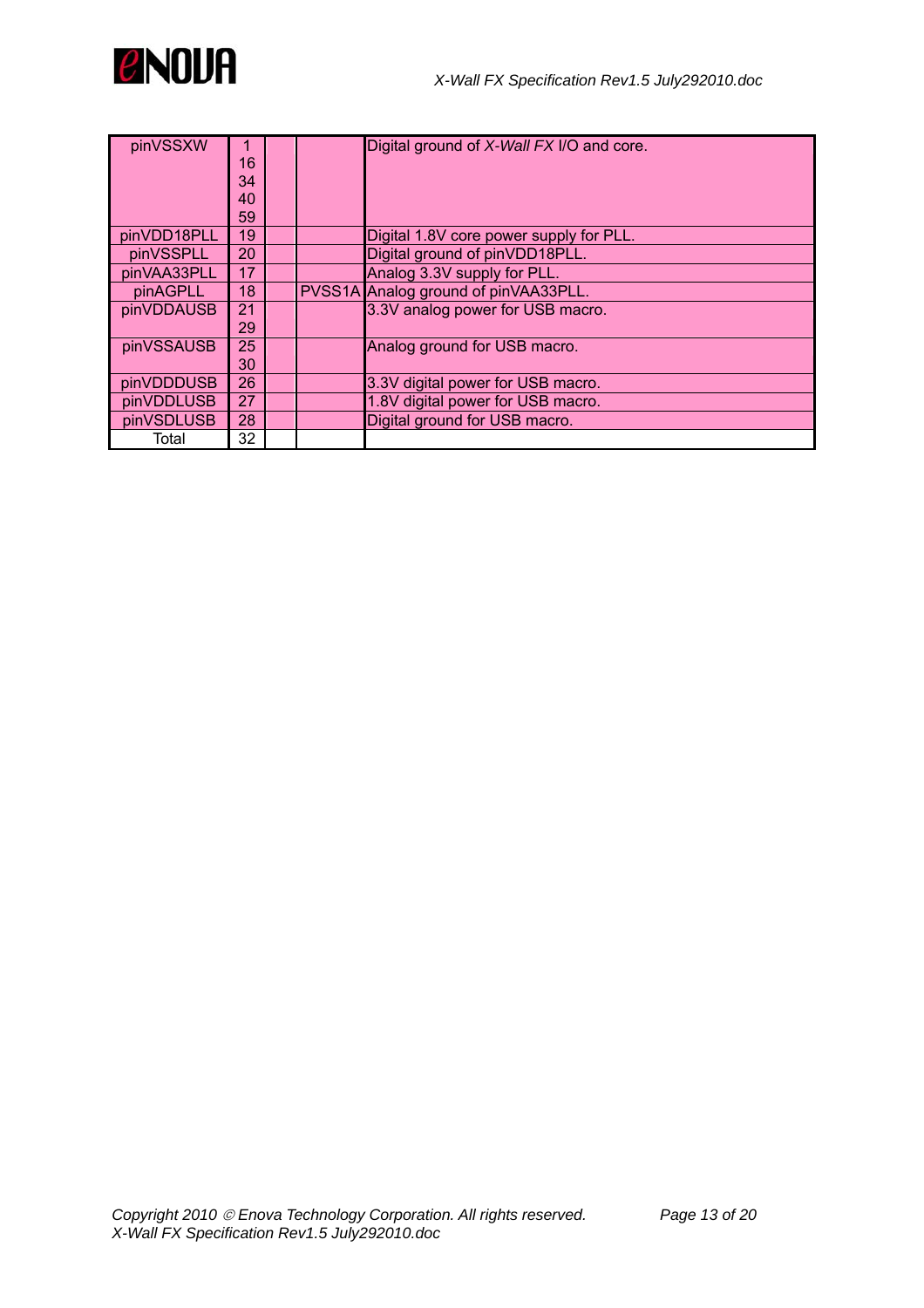| pinVSSXW | 1<br>16<br>34<br>40<br>59 | | | Digital ground of *X-Wall FX* I/O and core. |
|---|---|---|---|---|
| pinVDD18PLL | 19 | | | Digital 1.8V core power supply for PLL. |
| pinVSSPLL | 20 | | | Digital ground of pinVDD18PLL. |
| pinVAA33PLL | 17 | | | Analog 3.3V supply for PLL. |
| pinAGPLL | 18 | | PVSS1A | Analog ground of pinVAA33PLL. |
| pinVDDAUSB | 21<br>29 | | | 3.3V analog power for USB macro. |
| pinVSSAUSB | 25<br>30 | | | Analog ground for USB macro. |
| pinVDDDUSB | 26 | | | 3.3V digital power for USB macro. |
| pinVDDLUSB | 27 | | | 1.8V digital power for USB macro. |
| pinVSDLUSB | 28 | | | Digital ground for USB macro. |
| Total | 32 | | | |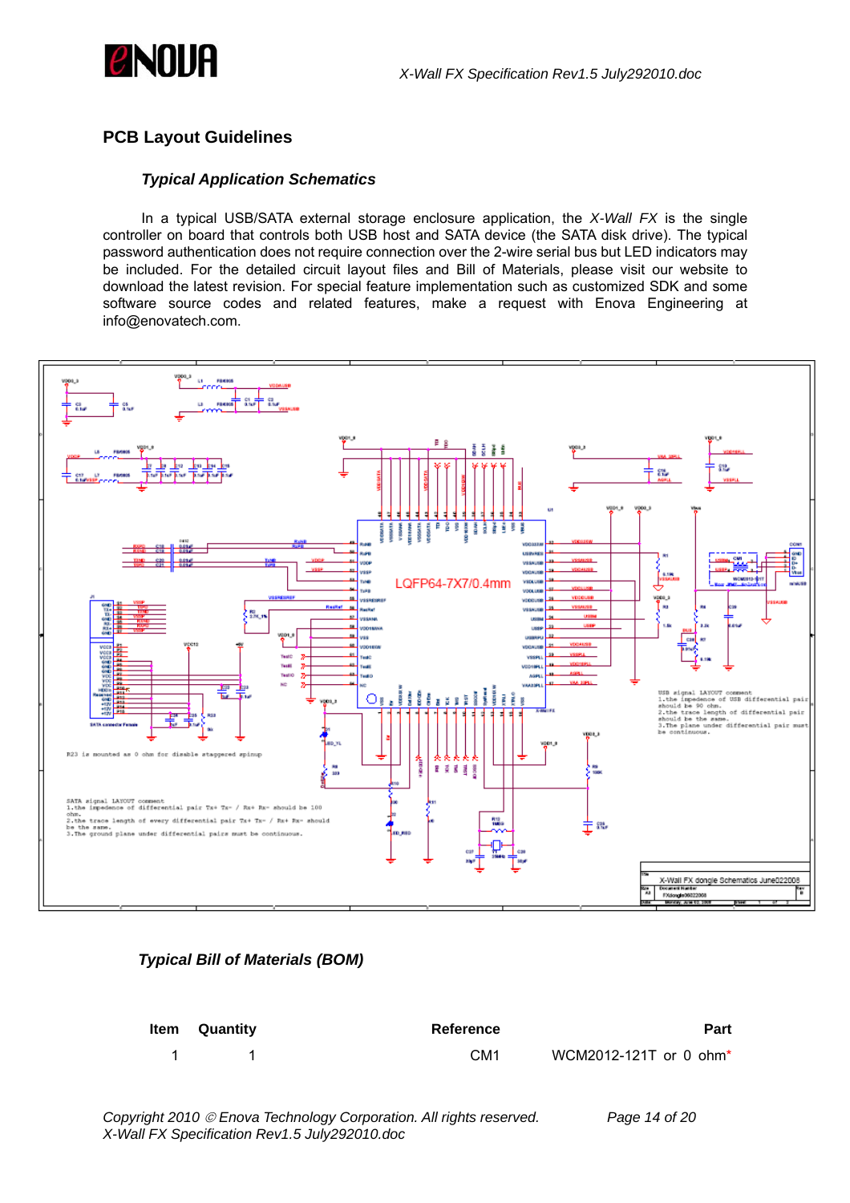## PCB Layout Guidelines

### *Typical Application Schematics*

In a typical USB/SATA external storage enclosure application, the *X-Wall FX* is the single controller on board that controls both USB host and SATA device (the SATA disk drive). The typical password authentication does not require connection over the 2-wire serial bus but LED indicators may be included. For the detailed circuit layout files and Bill of Materials, please visit our website to download the latest revision. For special feature implementation such as customized SDK and some software source codes and related features, make a request with Enova Engineering at info@enovatech.com.

### *Typical Bill of Materials (BOM)*

| Item | Quantity | Reference | Part |
|---|---|---|---|
| 1 | 1 | CM1 | WCM2012-121T or 0 ohm* |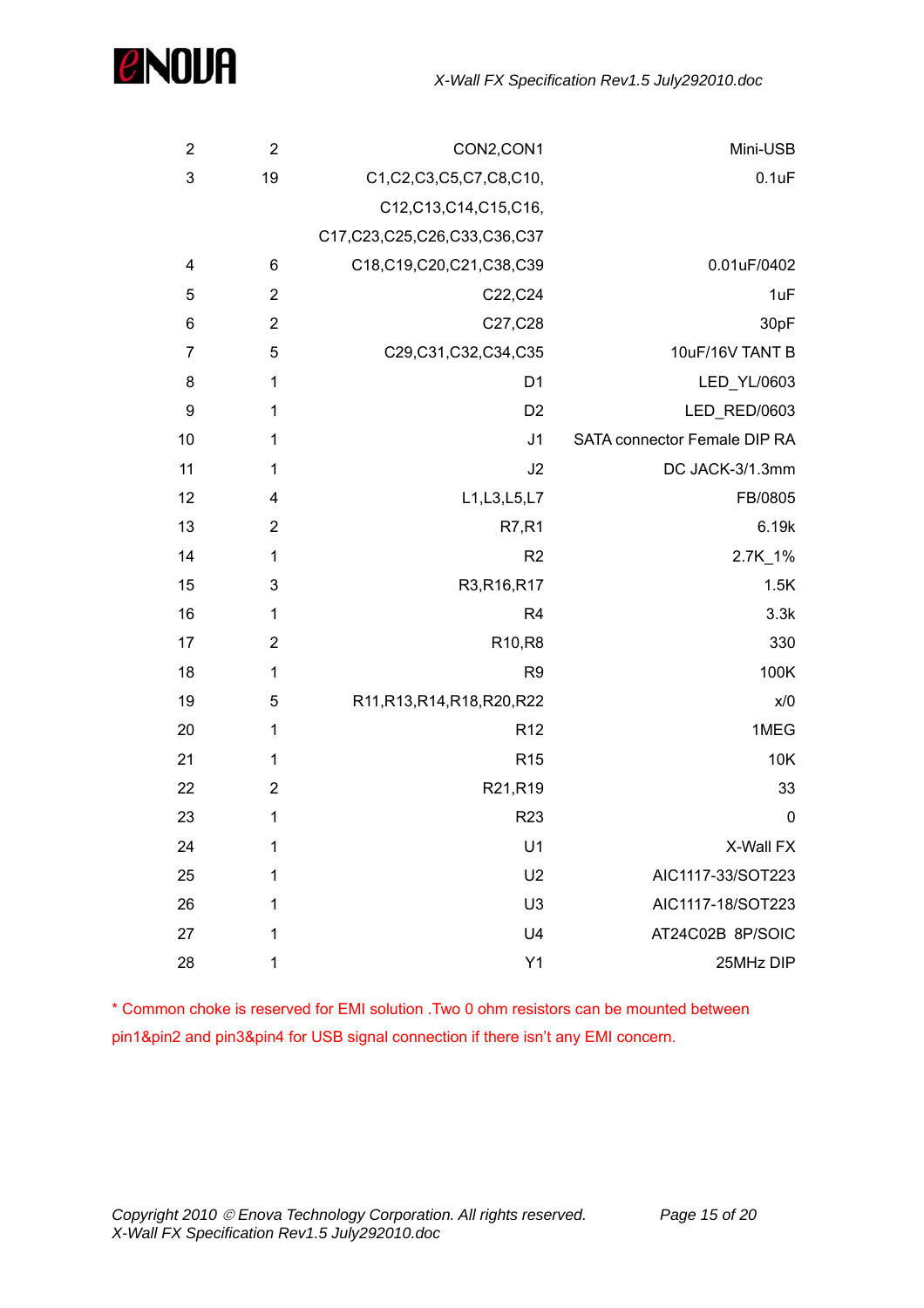| | | | |
|---|---|---|---|
| 2 | 2 | CON2,CON1 | Mini-USB |
| 3 | 19 | C1,C2,C3,C5,C7,C8,C10, C12,C13,C14,C15,C16, C17,C23,C25,C26,C33,C36,C37 | 0.1uF |
| 4 | 6 | C18,C19,C20,C21,C38,C39 | 0.01uF/0402 |
| 5 | 2 | C22,C24 | 1uF |
| 6 | 2 | C27,C28 | 30pF |
| 7 | 5 | C29,C31,C32,C34,C35 | 10uF/16V TANT B |
| 8 | 1 | D1 | LED_YL/0603 |
| 9 | 1 | D2 | LED_RED/0603 |
| 10 | 1 | J1 | SATA connector Female DIP RA |
| 11 | 1 | J2 | DC JACK-3/1.3mm |
| 12 | 4 | L1,L3,L5,L7 | FB/0805 |
| 13 | 2 | R7,R1 | 6.19k |
| 14 | 1 | R2 | 2.7K_1% |
| 15 | 3 | R3,R16,R17 | 1.5K |
| 16 | 1 | R4 | 3.3k |
| 17 | 2 | R10,R8 | 330 |
| 18 | 1 | R9 | 100K |
| 19 | 5 | R11,R13,R14,R18,R20,R22 | x/0 |
| 20 | 1 | R12 | 1MEG |
| 21 | 1 | R15 | 10K |
| 22 | 2 | R21,R19 | 33 |
| 23 | 1 | R23 | 0 |
| 24 | 1 | U1 | X-Wall FX |
| 25 | 1 | U2 | AIC1117-33/SOT223 |
| 26 | 1 | U3 | AIC1117-18/SOT223 |
| 27 | 1 | U4 | AT24C02B 8P/SOIC |
| 28 | 1 | Y1 | 25MHz DIP |

* Common choke is reserved for EMI solution .Two 0 ohm resistors can be mounted between pin1&pin2 and pin3&pin4 for USB signal connection if there isn't any EMI concern.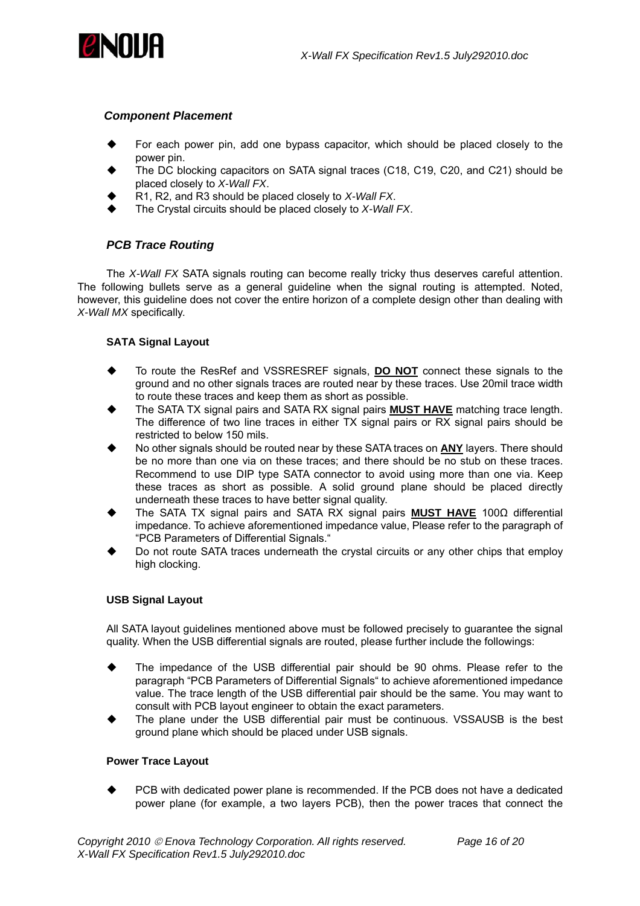### *Component Placement*

- For each power pin, add one bypass capacitor, which should be placed closely to the power pin.
- The DC blocking capacitors on SATA signal traces (C18, C19, C20, and C21) should be placed closely to *X-Wall FX*.
- R1, R2, and R3 should be placed closely to *X-Wall FX*.
- The Crystal circuits should be placed closely to *X-Wall FX*.

### *PCB Trace Routing*

The *X-Wall FX* SATA signals routing can become really tricky thus deserves careful attention. The following bullets serve as a general guideline when the signal routing is attempted. Noted, however, this guideline does not cover the entire horizon of a complete design other than dealing with *X-Wall MX* specifically.

#### SATA Signal Layout

- To route the ResRef and VSSRESREF signals, **<u>DO NOT</u>** connect these signals to the ground and no other signals traces are routed near by these traces. Use 20mil trace width to route these traces and keep them as short as possible.
- The SATA TX signal pairs and SATA RX signal pairs **<u>MUST HAVE</u>** matching trace length. The difference of two line traces in either TX signal pairs or RX signal pairs should be restricted to below 150 mils.
- No other signals should be routed near by these SATA traces on **<u>ANY</u>** layers. There should be no more than one via on these traces; and there should be no stub on these traces. Recommend to use DIP type SATA connector to avoid using more than one via. Keep these traces as short as possible. A solid ground plane should be placed directly underneath these traces to have better signal quality.
- The SATA TX signal pairs and SATA RX signal pairs **<u>MUST HAVE</u>** 100Ω differential impedance. To achieve aforementioned impedance value, Please refer to the paragraph of "PCB Parameters of Differential Signals."
- Do not route SATA traces underneath the crystal circuits or any other chips that employ high clocking.

#### USB Signal Layout

All SATA layout guidelines mentioned above must be followed precisely to guarantee the signal quality. When the USB differential signals are routed, please further include the followings:

- The impedance of the USB differential pair should be 90 ohms. Please refer to the paragraph "PCB Parameters of Differential Signals" to achieve aforementioned impedance value. The trace length of the USB differential pair should be the same. You may want to consult with PCB layout engineer to obtain the exact parameters.
- The plane under the USB differential pair must be continuous. VSSAUSB is the best ground plane which should be placed under USB signals.

#### Power Trace Layout

- PCB with dedicated power plane is recommended. If the PCB does not have a dedicated power plane (for example, a two layers PCB), then the power traces that connect the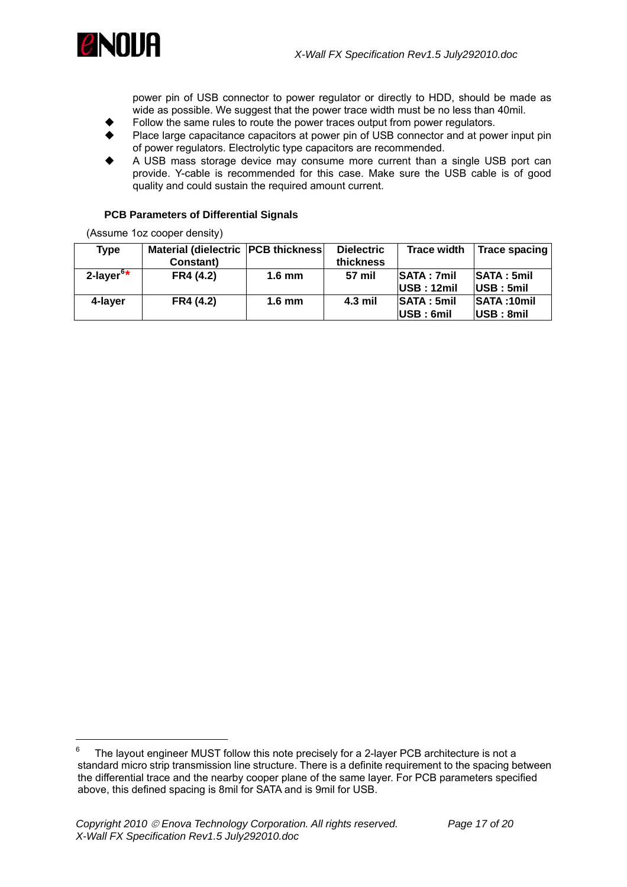power pin of USB connector to power regulator or directly to HDD, should be made as wide as possible. We suggest that the power trace width must be no less than 40mil.

- Follow the same rules to route the power traces output from power regulators.
- Place large capacitance capacitors at power pin of USB connector and at power input pin of power regulators. Electrolytic type capacitors are recommended.
- A USB mass storage device may consume more current than a single USB port can provide. Y-cable is recommended for this case. Make sure the USB cable is of good quality and could sustain the required amount current.

**PCB Parameters of Differential Signals**

(Assume 1oz cooper density)

| Type | Material (dielectric Constant) | PCB thickness | Dielectric thickness | Trace width | Trace spacing |
|---|---|---|---|---|---|
| 2-layer[6]* | FR4 (4.2) | 1.6 mm | 57 mil | SATA : 7mil<br>USB : 12mil | SATA : 5mil<br>USB : 5mil |
| 4-layer | FR4 (4.2) | 1.6 mm | 4.3 mil | SATA : 5mil<br>USB : 6mil | SATA :10mil<br>USB : 8mil |

[6] The layout engineer MUST follow this note precisely for a 2-layer PCB architecture is not a standard micro strip transmission line structure. There is a definite requirement to the spacing between the differential trace and the nearby cooper plane of the same layer. For PCB parameters specified above, this defined spacing is 8mil for SATA and is 9mil for USB.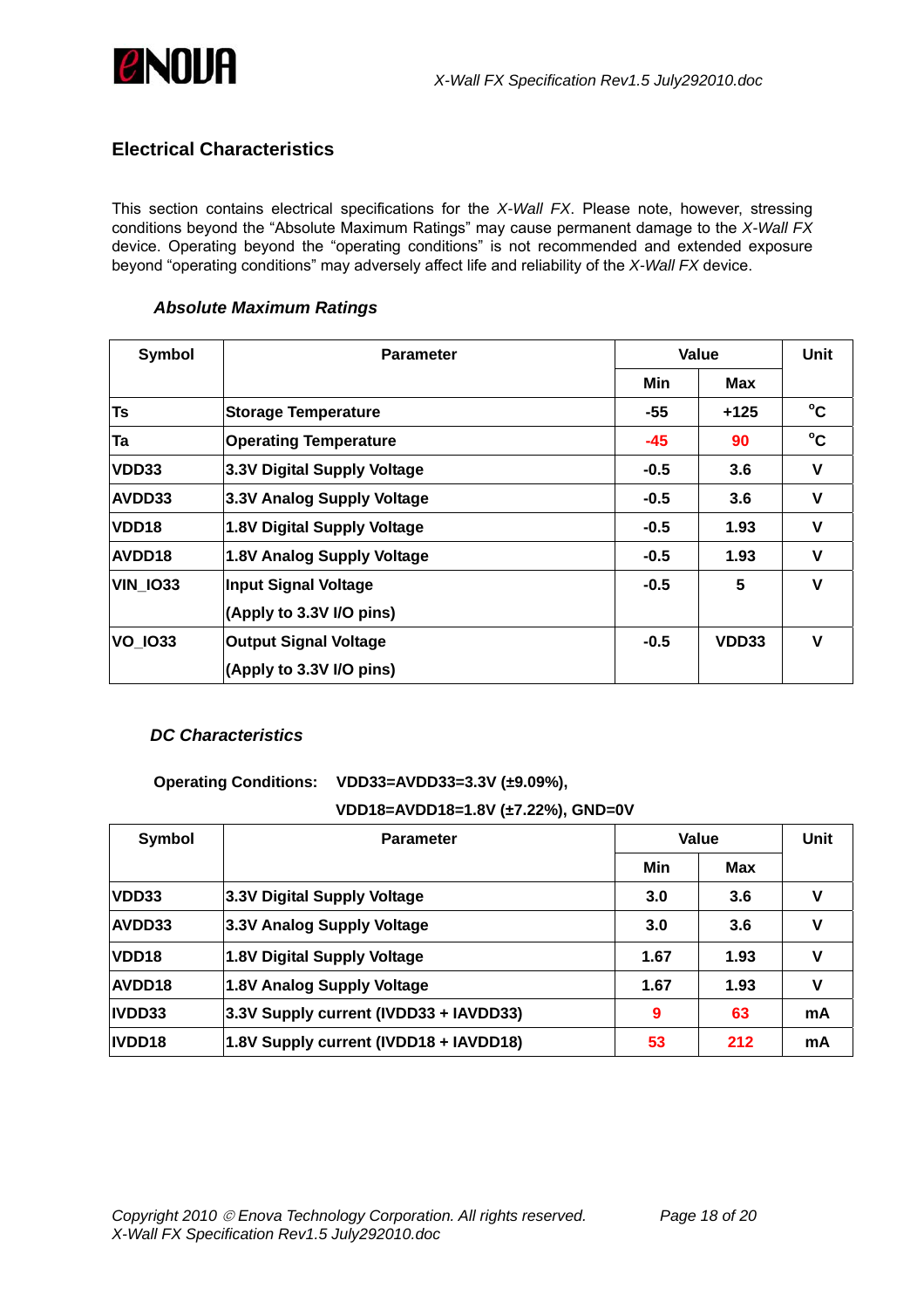## Electrical Characteristics

This section contains electrical specifications for the *X-Wall FX*. Please note, however, stressing conditions beyond the "Absolute Maximum Ratings" may cause permanent damage to the *X-Wall FX* device. Operating beyond the "operating conditions" is not recommended and extended exposure beyond "operating conditions" may adversely affect life and reliability of the *X-Wall FX* device.

### *Absolute Maximum Ratings*

| Symbol | Parameter | Value | | Unit |
|---|---|---|---|---|
| | | Min | Max | |
| **Ts** | **Storage Temperature** | **-55** | **+125** | **°C** |
| **Ta** | **Operating Temperature** | **-45** | **90** | **°C** |
| **VDD33** | **3.3V Digital Supply Voltage** | **-0.5** | **3.6** | **V** |
| **AVDD33** | **3.3V Analog Supply Voltage** | **-0.5** | **3.6** | **V** |
| **VDD18** | **1.8V Digital Supply Voltage** | **-0.5** | **1.93** | **V** |
| **AVDD18** | **1.8V Analog Supply Voltage** | **-0.5** | **1.93** | **V** |
| **VIN_IO33** | **Input Signal Voltage (Apply to 3.3V I/O pins)** | **-0.5** | **5** | **V** |
| **VO_IO33** | **Output Signal Voltage (Apply to 3.3V I/O pins)** | **-0.5** | **VDD33** | **V** |

### *DC Characteristics*

**Operating Conditions: VDD33=AVDD33=3.3V (±9.09%),**
**VDD18=AVDD18=1.8V (±7.22%), GND=0V**

| Symbol | Parameter | Value | | Unit |
|---|---|---|---|---|
| | | Min | Max | |
| **VDD33** | **3.3V Digital Supply Voltage** | **3.0** | **3.6** | **V** |
| **AVDD33** | **3.3V Analog Supply Voltage** | **3.0** | **3.6** | **V** |
| **VDD18** | **1.8V Digital Supply Voltage** | **1.67** | **1.93** | **V** |
| **AVDD18** | **1.8V Analog Supply Voltage** | **1.67** | **1.93** | **V** |
| **IVDD33** | **3.3V Supply current (IVDD33 + IAVDD33)** | **9** | **63** | **mA** |
| **IVDD18** | **1.8V Supply current (IVDD18 + IAVDD18)** | **53** | **212** | **mA** |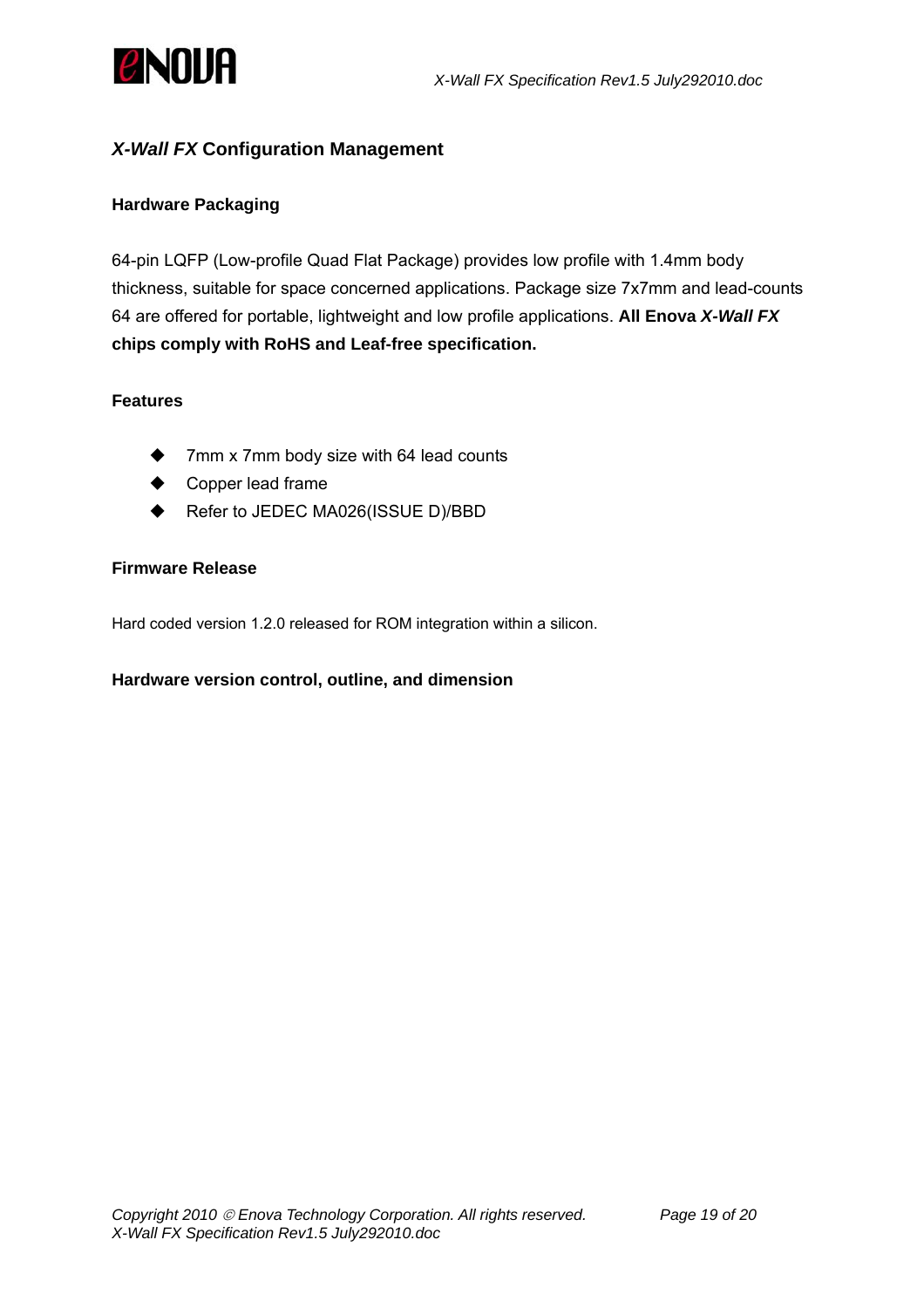## *X-Wall FX* Configuration Management

### Hardware Packaging

64-pin LQFP (Low-profile Quad Flat Package) provides low profile with 1.4mm body thickness, suitable for space concerned applications. Package size 7x7mm and lead-counts 64 are offered for portable, lightweight and low profile applications. **All Enova *X-Wall FX* chips comply with RoHS and Leaf-free specification.**

### Features

- 7mm x 7mm body size with 64 lead counts
- Copper lead frame
- Refer to JEDEC MA026(ISSUE D)/BBD

### Firmware Release

Hard coded version 1.2.0 released for ROM integration within a silicon.

### Hardware version control, outline, and dimension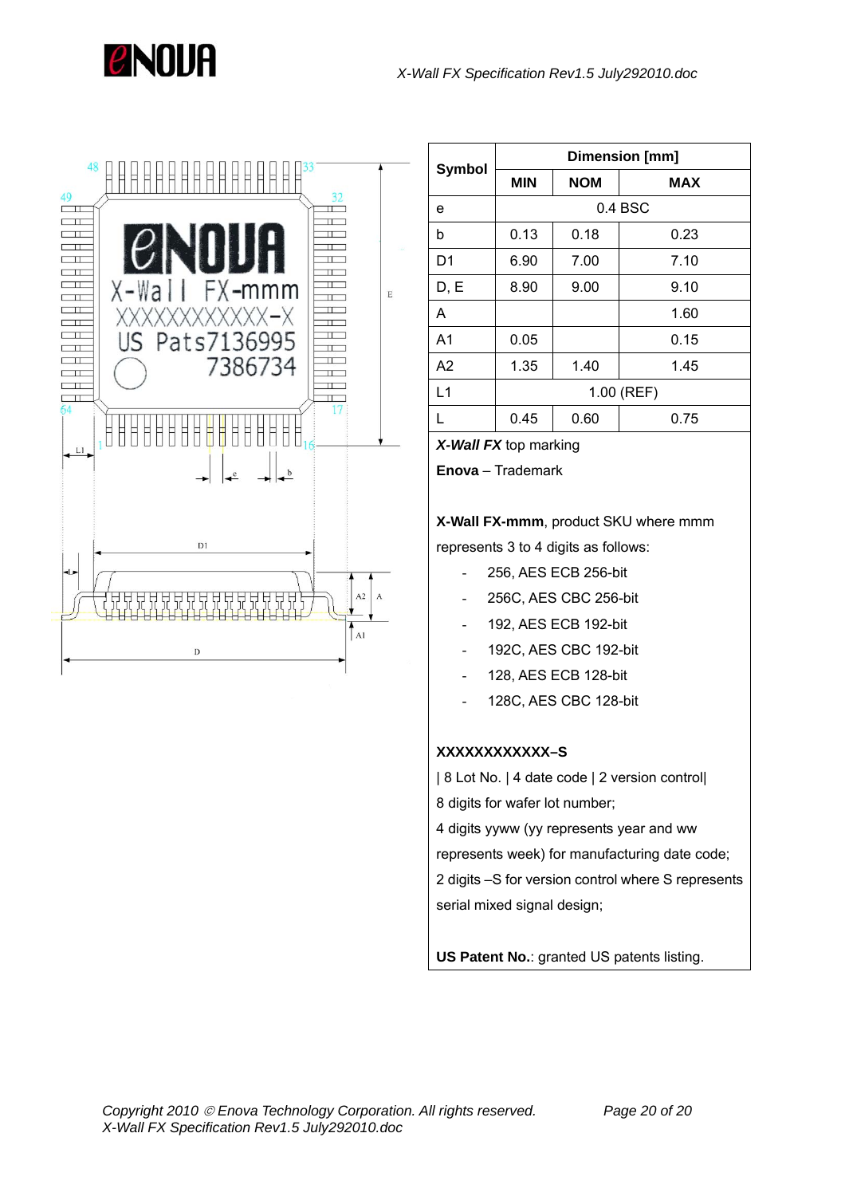| Symbol | Dimension [mm] | | |
|---|---|---|---|
| | MIN | NOM | MAX |
| e | 0.4 BSC | | |
| b | 0.13 | 0.18 | 0.23 |
| D1 | 6.90 | 7.00 | 7.10 |
| D, E | 8.90 | 9.00 | 9.10 |
| A | | | 1.60 |
| A1 | 0.05 | | 0.15 |
| A2 | 1.35 | 1.40 | 1.45 |
| L1 | 1.00 (REF) | | |
| L | 0.45 | 0.60 | 0.75 |

***X-Wall FX*** top marking

**Enova** – Trademark

**X-Wall FX-mmm**, product SKU where mmm represents 3 to 4 digits as follows:

- 256, AES ECB 256-bit
- 256C, AES CBC 256-bit
- 192, AES ECB 192-bit
- 192C, AES CBC 192-bit
- 128, AES ECB 128-bit
- 128C, AES CBC 128-bit

**XXXXXXXXXXXX–S**

| 8 Lot No. | 4 date code | 2 version control|

8 digits for wafer lot number;

4 digits yyww (yy represents year and ww represents week) for manufacturing date code;

2 digits –S for version control where S represents serial mixed signal design;

**US Patent No.**: granted US patents listing.

Copyright 2010 © Enova Technology Corporation. All rights reserved.